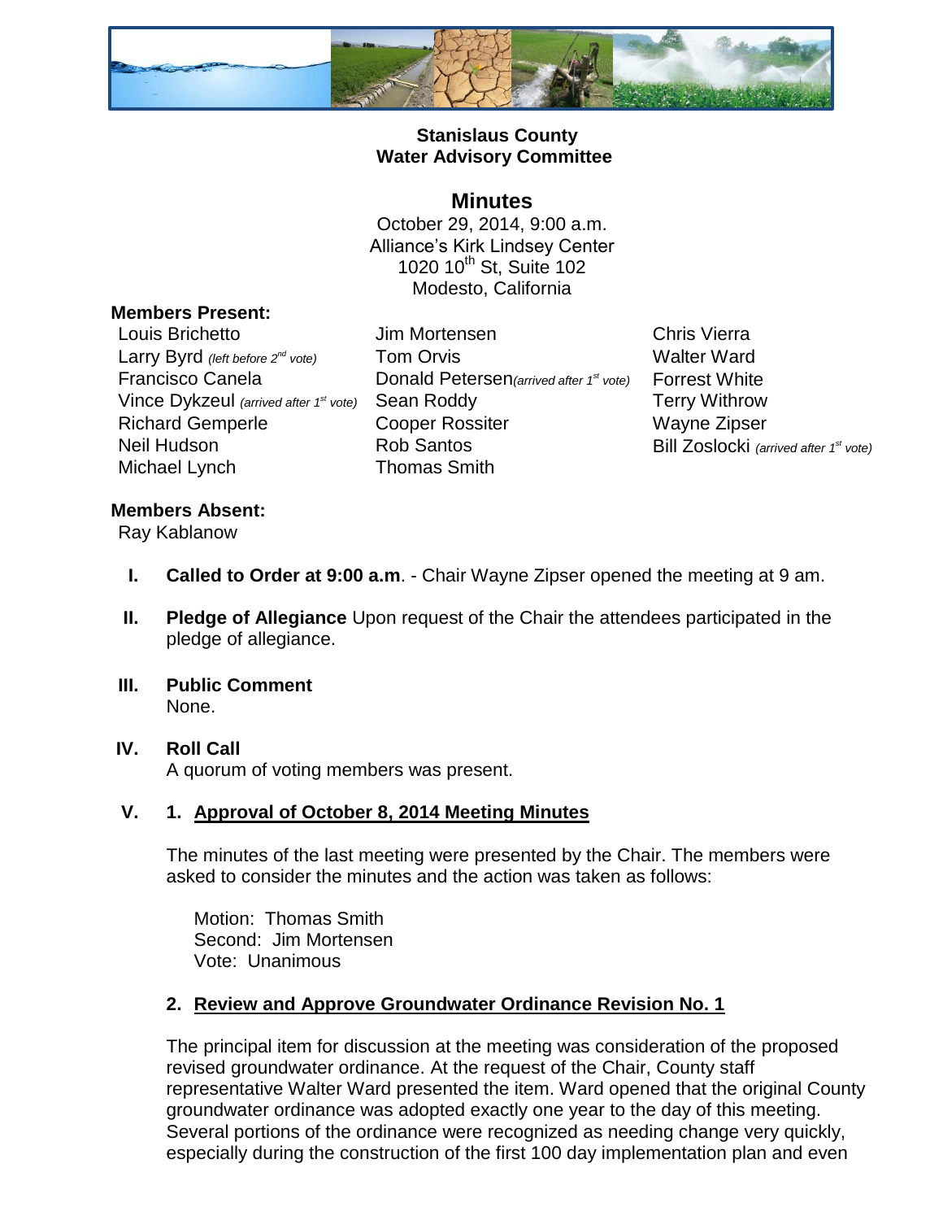# Stanislaus County
## Water Advisory Committee

## Minutes

October 29, 2014, 9:00 a.m.
Alliance's Kirk Lindsey Center
1020 10th St, Suite 102
Modesto, California

**Members Present:**

Louis Brichetto
Larry Byrd *(left before 2nd vote)*
Francisco Canela
Vince Dykzeul *(arrived after 1st vote)*
Richard Gemperle
Neil Hudson
Michael Lynch
Jim Mortensen
Tom Orvis
Donald Petersen *(arrived after 1st vote)*
Sean Roddy
Cooper Rossiter
Rob Santos
Thomas Smith
Chris Vierra
Walter Ward
Forrest White
Terry Withrow
Wayne Zipser
Bill Zoslocki *(arrived after 1st vote)*

**Members Absent:**

Ray Kablanow

**I. Called to Order at 9:00 a.m**. - Chair Wayne Zipser opened the meeting at 9 am.

**II. Pledge of Allegiance** Upon request of the Chair the attendees participated in the pledge of allegiance.

**III. Public Comment**
None.

**IV. Roll Call**
A quorum of voting members was present.

**V. 1. Approval of October 8, 2014 Meeting Minutes**

The minutes of the last meeting were presented by the Chair. The members were asked to consider the minutes and the action was taken as follows:

Motion: Thomas Smith
Second: Jim Mortensen
Vote: Unanimous

**2. Review and Approve Groundwater Ordinance Revision No. 1**

The principal item for discussion at the meeting was consideration of the proposed revised groundwater ordinance. At the request of the Chair, County staff representative Walter Ward presented the item. Ward opened that the original County groundwater ordinance was adopted exactly one year to the day of this meeting. Several portions of the ordinance were recognized as needing change very quickly, especially during the construction of the first 100 day implementation plan and even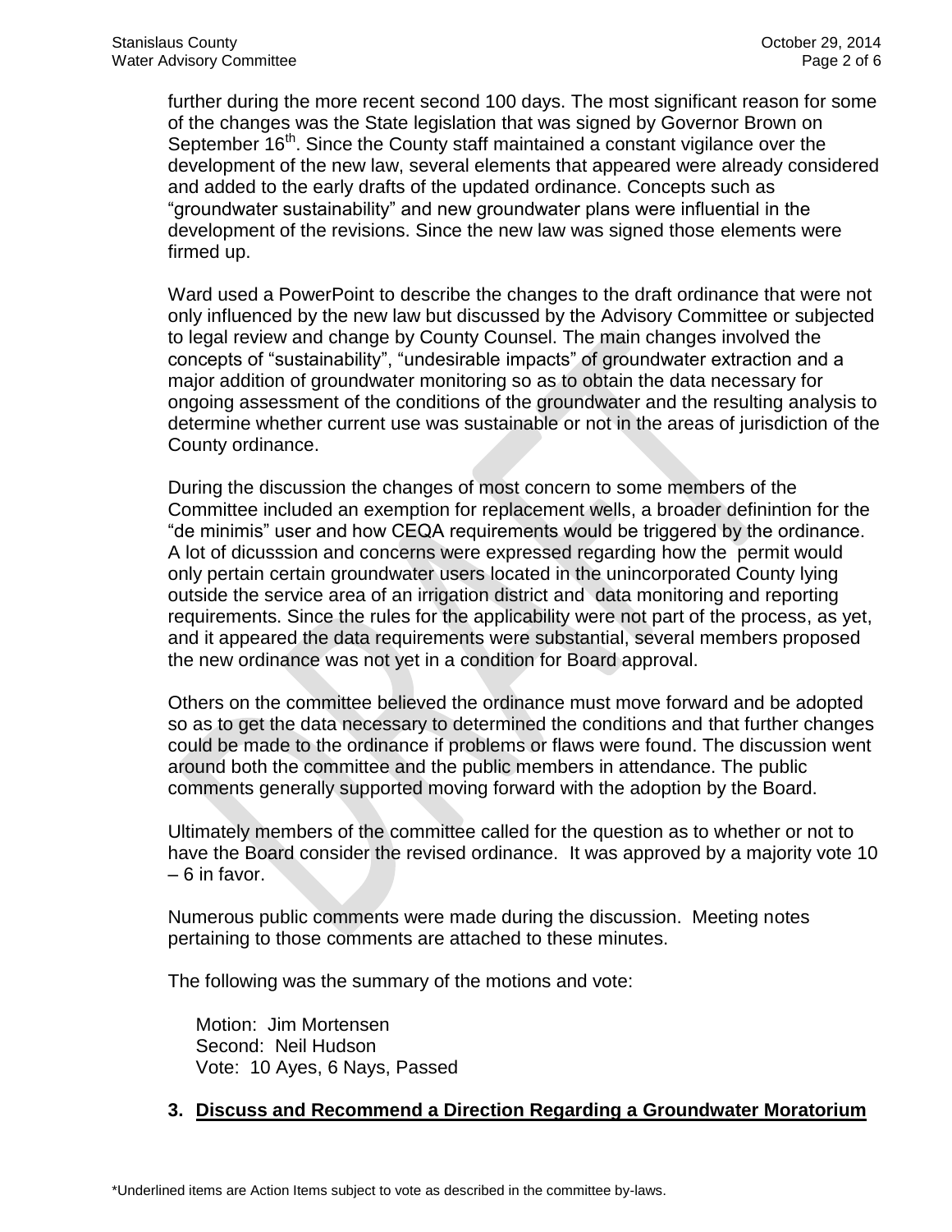further during the more recent second 100 days. The most significant reason for some of the changes was the State legislation that was signed by Governor Brown on September 16th. Since the County staff maintained a constant vigilance over the development of the new law, several elements that appeared were already considered and added to the early drafts of the updated ordinance. Concepts such as "groundwater sustainability" and new groundwater plans were influential in the development of the revisions. Since the new law was signed those elements were firmed up.

Ward used a PowerPoint to describe the changes to the draft ordinance that were not only influenced by the new law but discussed by the Advisory Committee or subjected to legal review and change by County Counsel. The main changes involved the concepts of "sustainability", "undesirable impacts" of groundwater extraction and a major addition of groundwater monitoring so as to obtain the data necessary for ongoing assessment of the conditions of the groundwater and the resulting analysis to determine whether current use was sustainable or not in the areas of jurisdiction of the County ordinance.

During the discussion the changes of most concern to some members of the Committee included an exemption for replacement wells, a broader definintion for the "de minimis" user and how CEQA requirements would be triggered by the ordinance. A lot of dicusssion and concerns were expressed regarding how the permit would only pertain certain groundwater users located in the unincorporated County lying outside the service area of an irrigation district and data monitoring and reporting requirements. Since the rules for the applicability were not part of the process, as yet, and it appeared the data requirements were substantial, several members proposed the new ordinance was not yet in a condition for Board approval.

Others on the committee believed the ordinance must move forward and be adopted so as to get the data necessary to determined the conditions and that further changes could be made to the ordinance if problems or flaws were found. The discussion went around both the committee and the public members in attendance. The public comments generally supported moving forward with the adoption by the Board.

Ultimately members of the committee called for the question as to whether or not to have the Board consider the revised ordinance. It was approved by a majority vote 10 – 6 in favor.

Numerous public comments were made during the discussion. Meeting notes pertaining to those comments are attached to these minutes.

The following was the summary of the motions and vote:

Motion: Jim Mortensen
Second: Neil Hudson
Vote: 10 Ayes, 6 Nays, Passed

### 3. <u>Discuss and Recommend a Direction Regarding a Groundwater Moratorium</u>

\*Underlined items are Action Items subject to vote as described in the committee by-laws.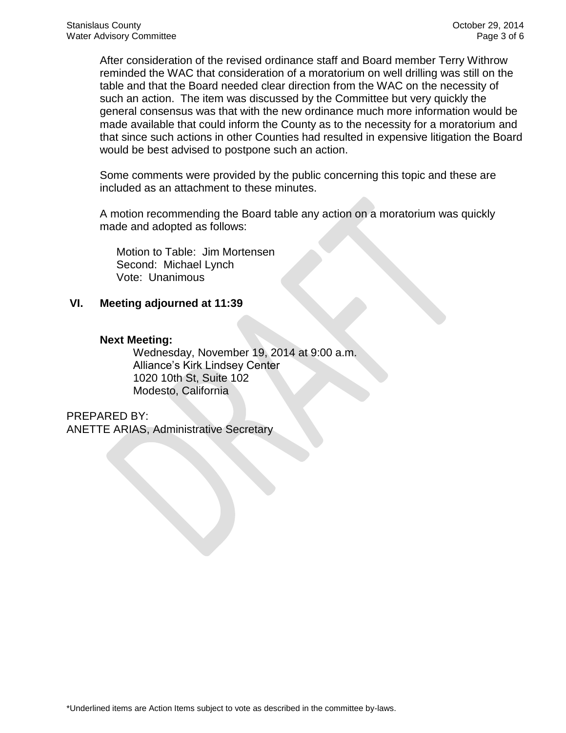After consideration of the revised ordinance staff and Board member Terry Withrow reminded the WAC that consideration of a moratorium on well drilling was still on the table and that the Board needed clear direction from the WAC on the necessity of such an action. The item was discussed by the Committee but very quickly the general consensus was that with the new ordinance much more information would be made available that could inform the County as to the necessity for a moratorium and that since such actions in other Counties had resulted in expensive litigation the Board would be best advised to postpone such an action.

Some comments were provided by the public concerning this topic and these are included as an attachment to these minutes.

A motion recommending the Board table any action on a moratorium was quickly made and adopted as follows:

Motion to Table: Jim Mortensen
Second: Michael Lynch
Vote: Unanimous

## VI. Meeting adjourned at 11:39

**Next Meeting:**

Wednesday, November 19, 2014 at 9:00 a.m.
Alliance's Kirk Lindsey Center
1020 10th St, Suite 102
Modesto, California

PREPARED BY:
ANETTE ARIAS, Administrative Secretary

DRAFT

*Underlined items are Action Items subject to vote as described in the committee by-laws.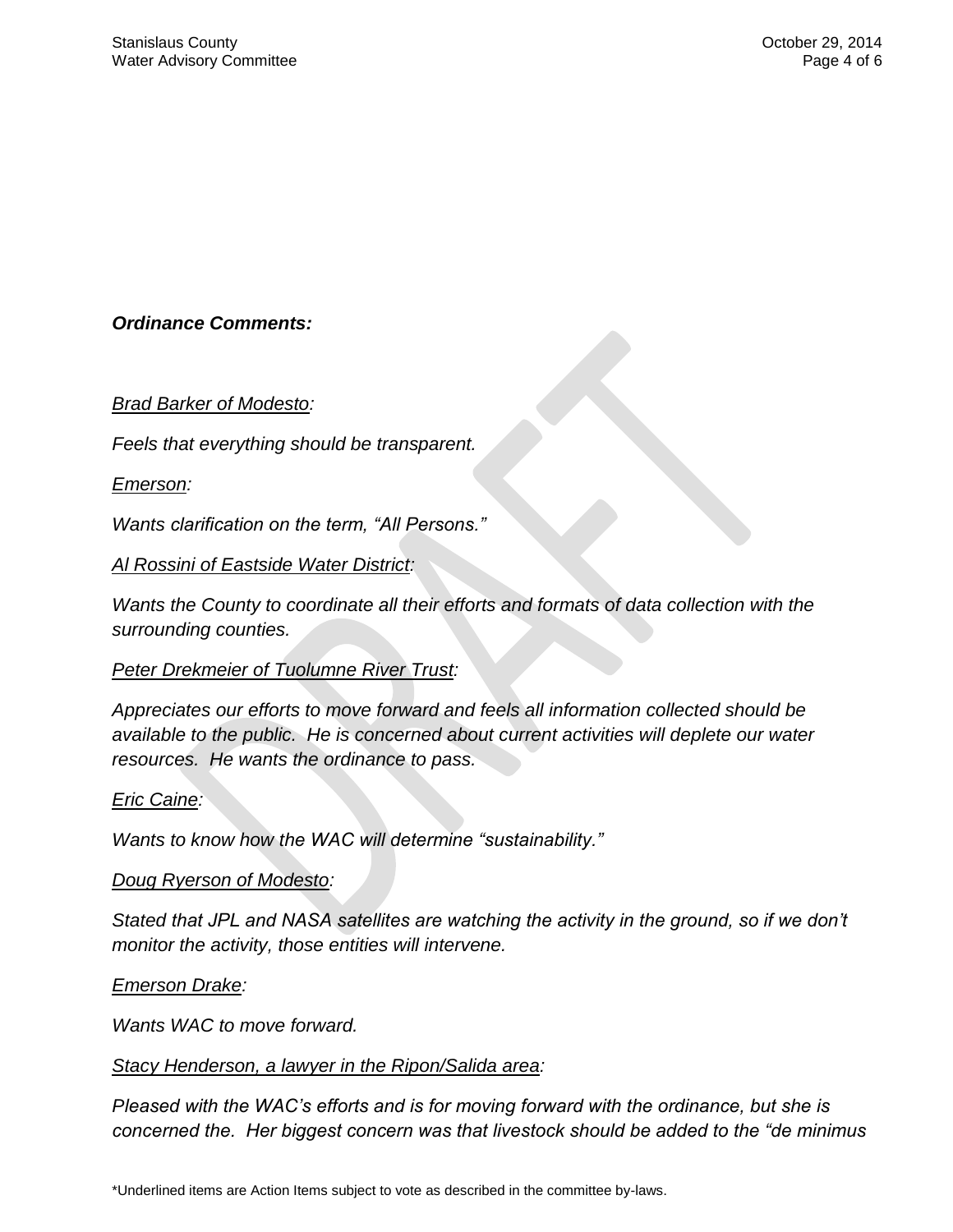***Ordinance Comments:***

*<u>Brad Barker of Modesto</u>:*

*Feels that everything should be transparent.*

*<u>Emerson</u>:*

*Wants clarification on the term, “All Persons.”*

*<u>Al Rossini of Eastside Water District</u>:*

*Wants the County to coordinate all their efforts and formats of data collection with the surrounding counties.*

*<u>Peter Drekmeier of Tuolumne River Trust</u>:*

*Appreciates our efforts to move forward and feels all information collected should be available to the public. He is concerned about current activities will deplete our water resources. He wants the ordinance to pass.*

*<u>Eric Caine</u>:*

*Wants to know how the WAC will determine “sustainability.”*

*<u>Doug Ryerson of Modesto</u>:*

*Stated that JPL and NASA satellites are watching the activity in the ground, so if we don’t monitor the activity, those entities will intervene.*

*<u>Emerson Drake</u>:*

*Wants WAC to move forward.*

*<u>Stacy Henderson, a lawyer in the Ripon/Salida area</u>:*

*Pleased with the WAC’s efforts and is for moving forward with the ordinance, but she is concerned the. Her biggest concern was that livestock should be added to the “de minimus*

\*Underlined items are Action Items subject to vote as described in the committee by-laws.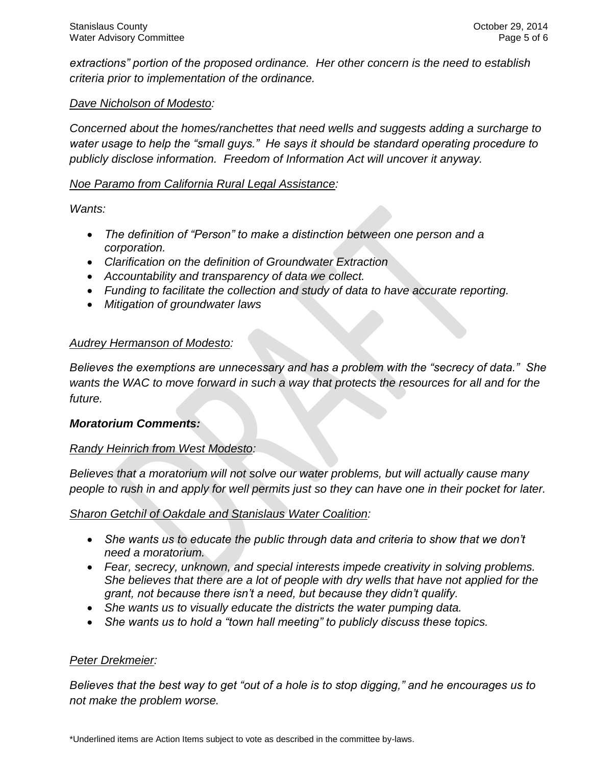*extractions" portion of the proposed ordinance. Her other concern is the need to establish criteria prior to implementation of the ordinance.*

*Dave Nicholson of Modesto:*

*Concerned about the homes/ranchettes that need wells and suggests adding a surcharge to water usage to help the "small guys." He says it should be standard operating procedure to publicly disclose information. Freedom of Information Act will uncover it anyway.*

*Noe Paramo from California Rural Legal Assistance:*

*Wants:*

- *The definition of "Person" to make a distinction between one person and a corporation.*
- *Clarification on the definition of Groundwater Extraction*
- *Accountability and transparency of data we collect.*
- *Funding to facilitate the collection and study of data to have accurate reporting.*
- *Mitigation of groundwater laws*

*Audrey Hermanson of Modesto:*

*Believes the exemptions are unnecessary and has a problem with the "secrecy of data." She wants the WAC to move forward in such a way that protects the resources for all and for the future.*

***Moratorium Comments:***

*Randy Heinrich from West Modesto:*

*Believes that a moratorium will not solve our water problems, but will actually cause many people to rush in and apply for well permits just so they can have one in their pocket for later.*

*Sharon Getchil of Oakdale and Stanislaus Water Coalition:*

- *She wants us to educate the public through data and criteria to show that we don't need a moratorium.*
- *Fear, secrecy, unknown, and special interests impede creativity in solving problems. She believes that there are a lot of people with dry wells that have not applied for the grant, not because there isn't a need, but because they didn't qualify.*
- *She wants us to visually educate the districts the water pumping data.*
- *She wants us to hold a "town hall meeting" to publicly discuss these topics.*

*Peter Drekmeier:*

*Believes that the best way to get "out of a hole is to stop digging," and he encourages us to not make the problem worse.*

\*Underlined items are Action Items subject to vote as described in the committee by-laws.